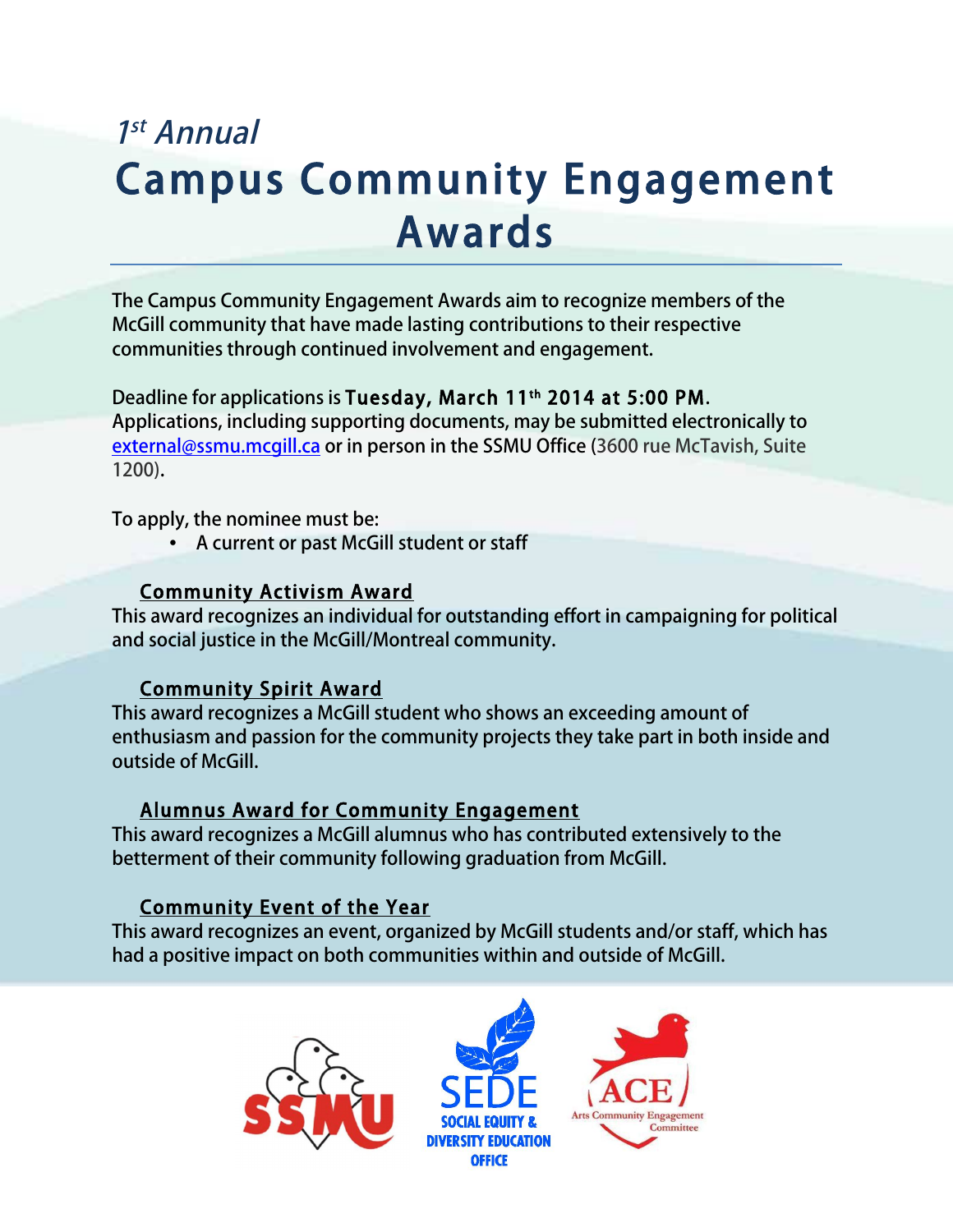*1st Annual*

# Campus Community Engagement Awards

The Campus Community Engagement Awards aim to recognize members of the McGill community that have made lasting contributions to their respective communities through continued involvement and engagement.

Deadline for applications is **Tuesday, March 11th 2014 at 5:00 PM**.
Applications, including supporting documents, may be submitted electronically to external@ssmu.mcgill.ca or in person in the SSMU Office (3600 rue McTavish, Suite 1200).

To apply, the nominee must be:

- A current or past McGill student or staff

## Community Activism Award

This award recognizes an individual for outstanding effort in campaigning for political and social justice in the McGill/Montreal community.

## Community Spirit Award

This award recognizes a McGill student who shows an exceeding amount of enthusiasm and passion for the community projects they take part in both inside and outside of McGill.

## Alumnus Award for Community Engagement

This award recognizes a McGill alumnus who has contributed extensively to the betterment of their community following graduation from McGill.

## Community Event of the Year

This award recognizes an event, organized by McGill students and/or staff, which has had a positive impact on both communities within and outside of McGill.

SSMU

SEDE SOCIAL EQUITY & DIVERSITY EDUCATION OFFICE

ACE Arts Community Engagement Committee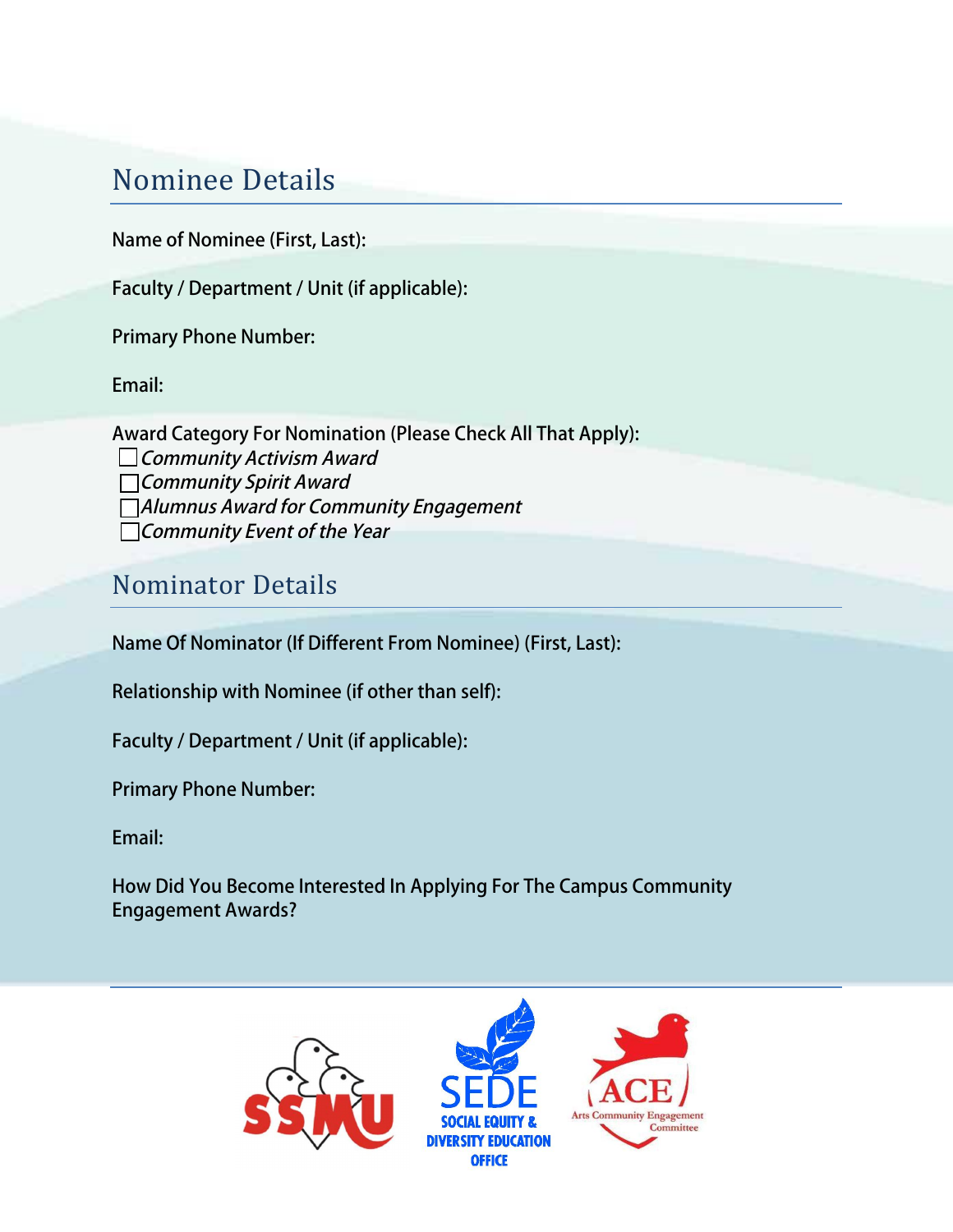## Nominee Details

Name of Nominee (First, Last):

Faculty / Department / Unit (if applicable):

Primary Phone Number:

Email:

Award Category For Nomination (Please Check All That Apply):

- ☐ *Community Activism Award*
- ☐ *Community Spirit Award*
- ☐ *Alumnus Award for Community Engagement*
- ☐ *Community Event of the Year*

## Nominator Details

Name Of Nominator (If Different From Nominee) (First, Last):

Relationship with Nominee (if other than self):

Faculty / Department / Unit (if applicable):

Primary Phone Number:

Email:

How Did You Become Interested In Applying For The Campus Community Engagement Awards?

SSMU

SEDE SOCIAL EQUITY & DIVERSITY EDUCATION OFFICE

ACE Arts Community Engagement Committee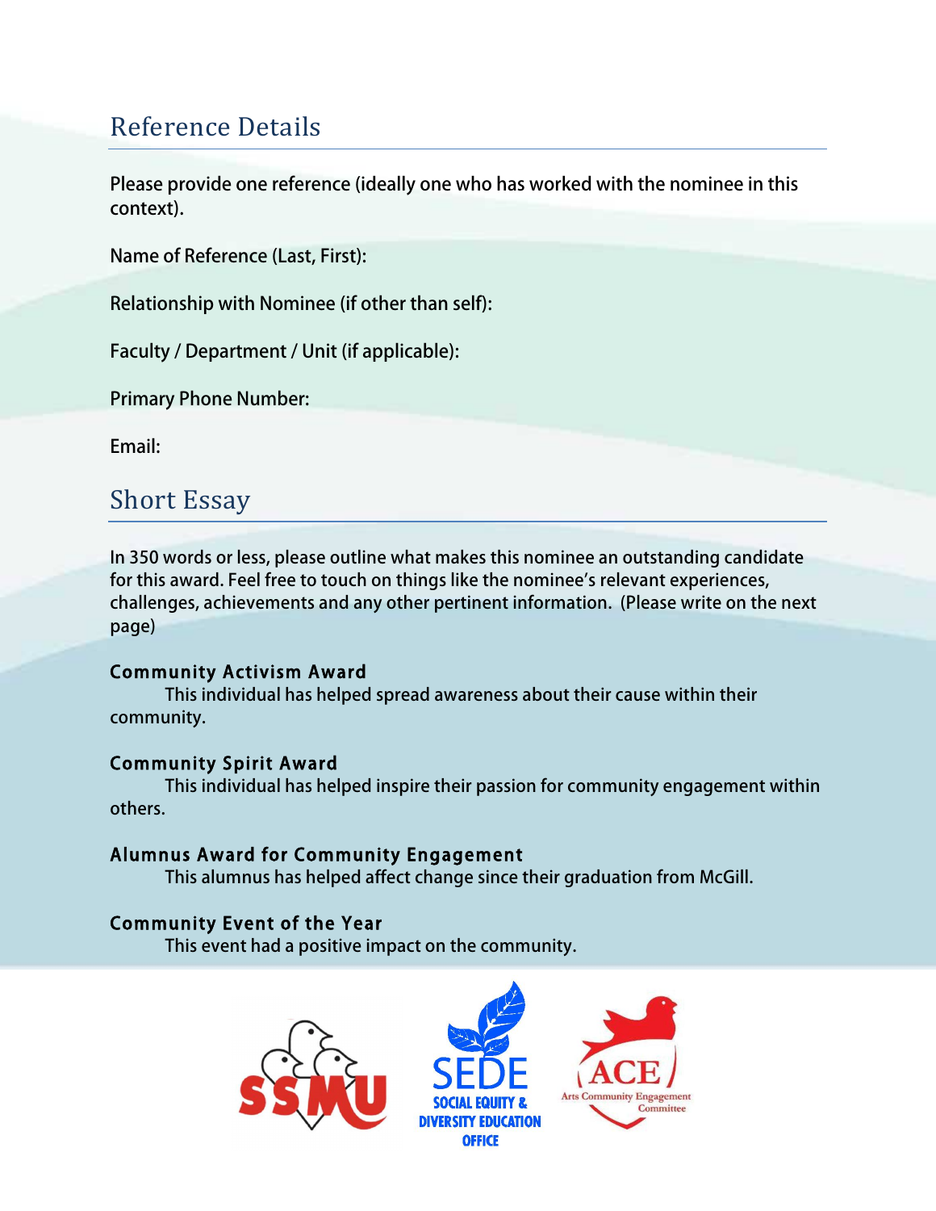## Reference Details

Please provide one reference (ideally one who has worked with the nominee in this context).

Name of Reference (Last, First):

Relationship with Nominee (if other than self):

Faculty / Department / Unit (if applicable):

Primary Phone Number:

Email:

## Short Essay

In 350 words or less, please outline what makes this nominee an outstanding candidate for this award. Feel free to touch on things like the nominee's relevant experiences, challenges, achievements and any other pertinent information. (Please write on the next page)

**Community Activism Award**

This individual has helped spread awareness about their cause within their community.

**Community Spirit Award**

This individual has helped inspire their passion for community engagement within others.

**Alumnus Award for Community Engagement**

This alumnus has helped affect change since their graduation from McGill.

**Community Event of the Year**

This event had a positive impact on the community.

SSMU

SEDE SOCIAL EQUITY & DIVERSITY EDUCATION OFFICE

ACE Arts Community Engagement Committee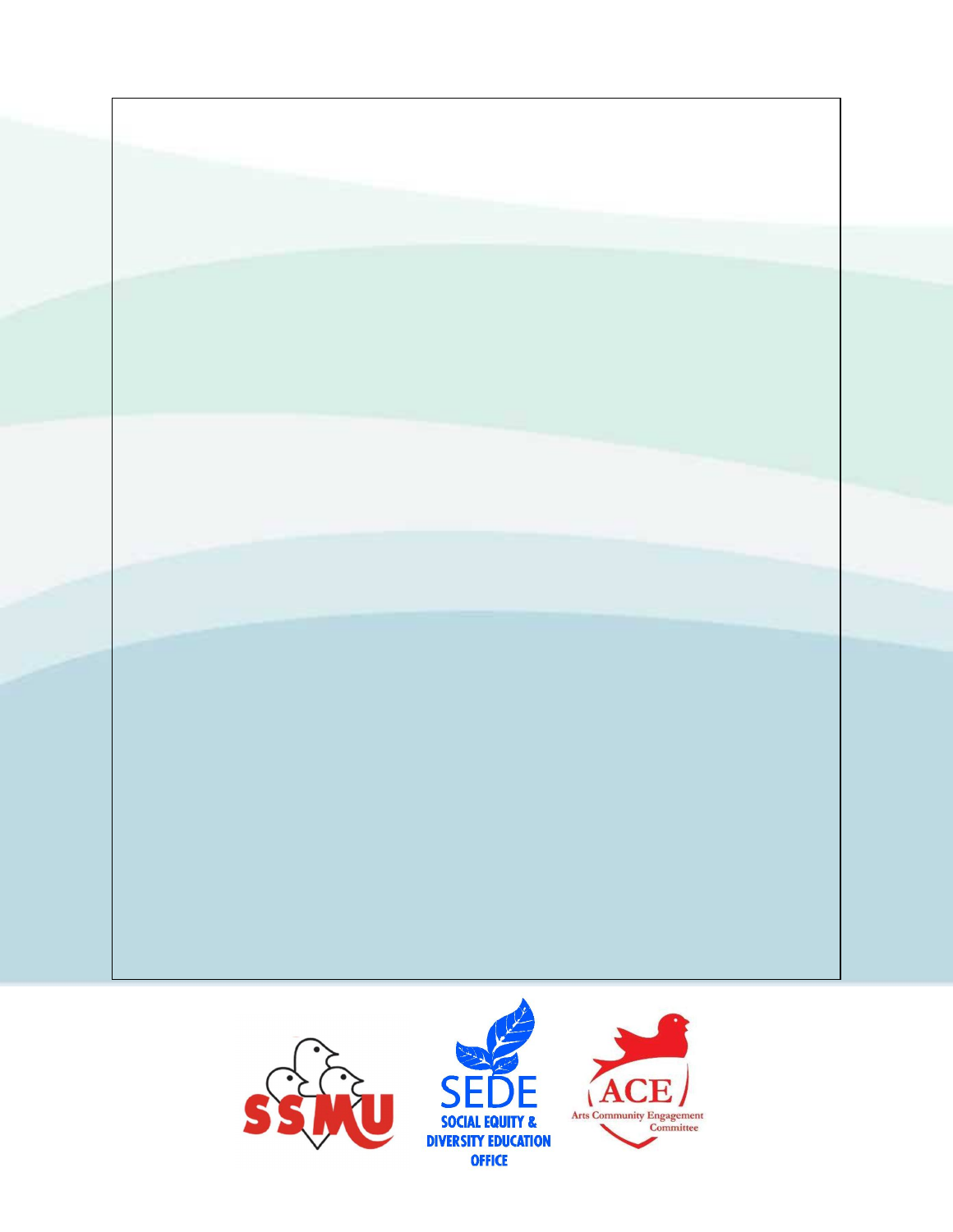SSMU

SEDE
SOCIAL EQUITY &
DIVERSITY EDUCATION
OFFICE

ACE
Arts Community Engagement
Committee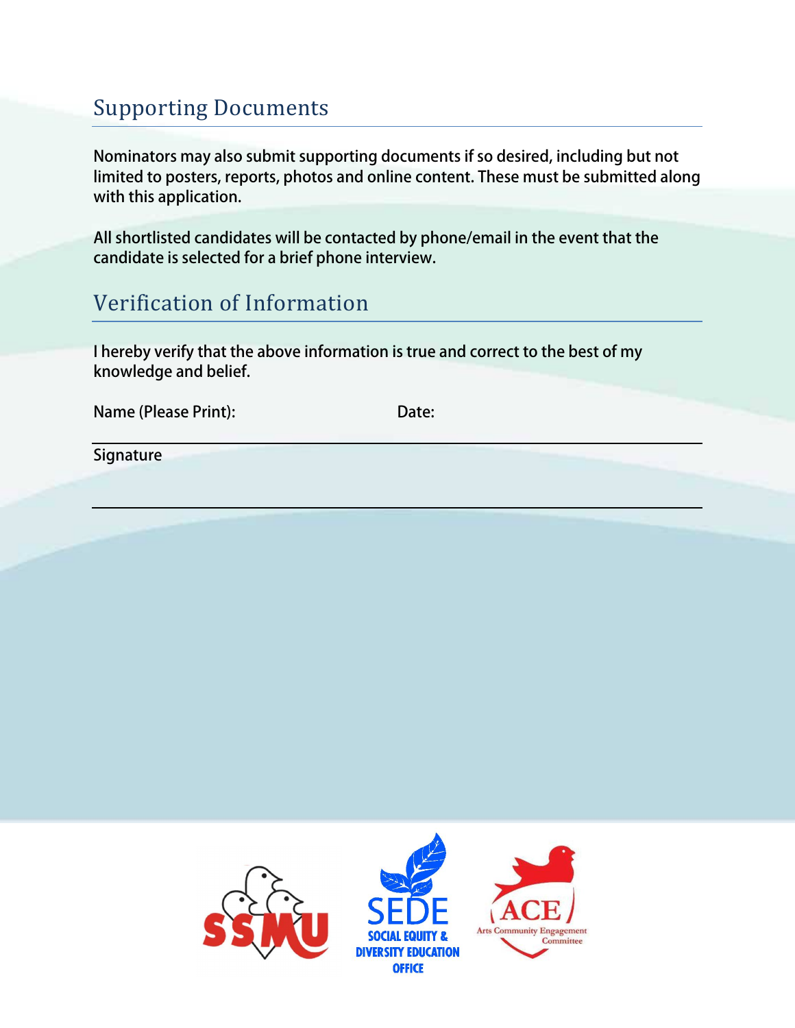## Supporting Documents

Nominators may also submit supporting documents if so desired, including but not limited to posters, reports, photos and online content. These must be submitted along with this application.

All shortlisted candidates will be contacted by phone/email in the event that the candidate is selected for a brief phone interview.

## Verification of Information

I hereby verify that the above information is true and correct to the best of my knowledge and belief.

Name (Please Print): Date:

Signature

SSMU

SEDE SOCIAL EQUITY & DIVERSITY EDUCATION OFFICE

ACE Arts Community Engagement Committee